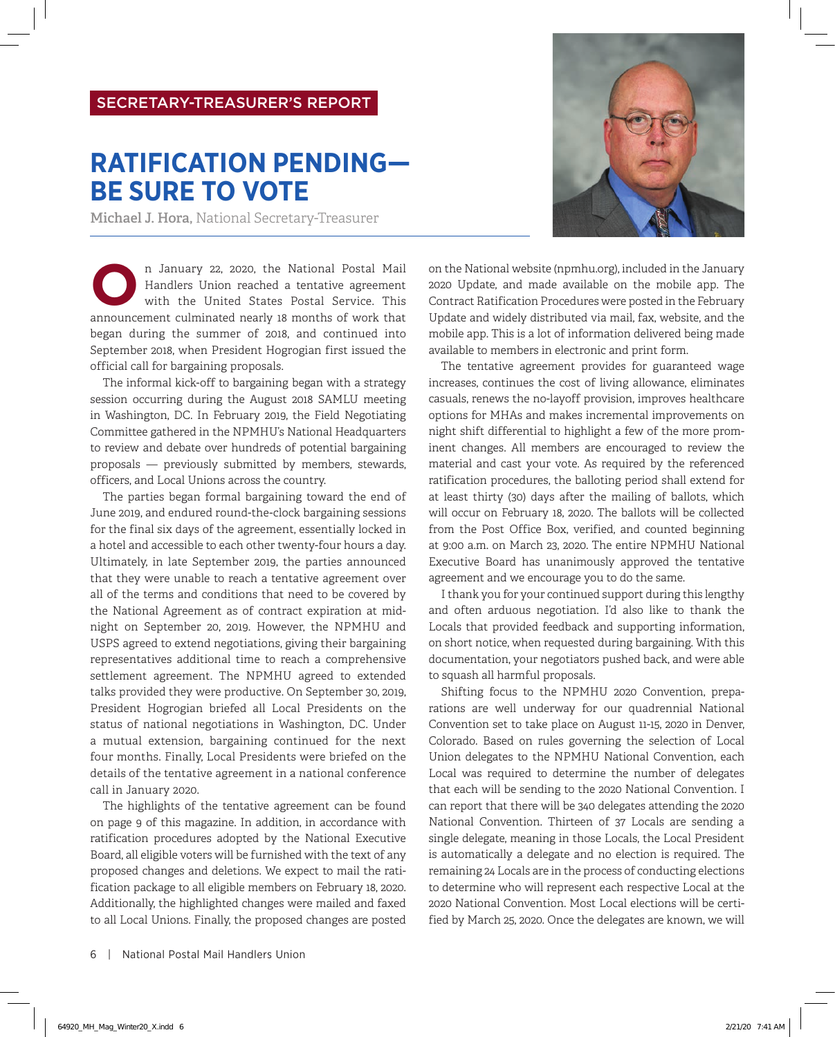SECRETARY-TREASURER'S REPORT

# RATIFICATION PENDING—BE SURE TO VOTE

**Michael J. Hora,** National Secretary-Treasurer

On January 22, 2020, the National Postal Mail Handlers Union reached a tentative agreement with the United States Postal Service. This announcement culminated nearly 18 months of work that began during the summer of 2018, and continued into September 2018, when President Hogrogian first issued the official call for bargaining proposals.

The informal kick-off to bargaining began with a strategy session occurring during the August 2018 SAMLU meeting in Washington, DC. In February 2019, the Field Negotiating Committee gathered in the NPMHU's National Headquarters to review and debate over hundreds of potential bargaining proposals — previously submitted by members, stewards, officers, and Local Unions across the country.

The parties began formal bargaining toward the end of June 2019, and endured round-the-clock bargaining sessions for the final six days of the agreement, essentially locked in a hotel and accessible to each other twenty-four hours a day. Ultimately, in late September 2019, the parties announced that they were unable to reach a tentative agreement over all of the terms and conditions that need to be covered by the National Agreement as of contract expiration at midnight on September 20, 2019. However, the NPMHU and USPS agreed to extend negotiations, giving their bargaining representatives additional time to reach a comprehensive settlement agreement. The NPMHU agreed to extended talks provided they were productive. On September 30, 2019, President Hogrogian briefed all Local Presidents on the status of national negotiations in Washington, DC. Under a mutual extension, bargaining continued for the next four months. Finally, Local Presidents were briefed on the details of the tentative agreement in a national conference call in January 2020.

The highlights of the tentative agreement can be found on page 9 of this magazine. In addition, in accordance with ratification procedures adopted by the National Executive Board, all eligible voters will be furnished with the text of any proposed changes and deletions. We expect to mail the ratification package to all eligible members on February 18, 2020. Additionally, the highlighted changes were mailed and faxed to all Local Unions. Finally, the proposed changes are posted on the National website (npmhu.org), included in the January 2020 Update, and made available on the mobile app. The Contract Ratification Procedures were posted in the February Update and widely distributed via mail, fax, website, and the mobile app. This is a lot of information delivered being made available to members in electronic and print form.

The tentative agreement provides for guaranteed wage increases, continues the cost of living allowance, eliminates casuals, renews the no-layoff provision, improves healthcare options for MHAs and makes incremental improvements on night shift differential to highlight a few of the more prominent changes. All members are encouraged to review the material and cast your vote. As required by the referenced ratification procedures, the balloting period shall extend for at least thirty (30) days after the mailing of ballots, which will occur on February 18, 2020. The ballots will be collected from the Post Office Box, verified, and counted beginning at 9:00 a.m. on March 23, 2020. The entire NPMHU National Executive Board has unanimously approved the tentative agreement and we encourage you to do the same.

I thank you for your continued support during this lengthy and often arduous negotiation. I'd also like to thank the Locals that provided feedback and supporting information, on short notice, when requested during bargaining. With this documentation, your negotiators pushed back, and were able to squash all harmful proposals.

Shifting focus to the NPMHU 2020 Convention, preparations are well underway for our quadrennial National Convention set to take place on August 11-15, 2020 in Denver, Colorado. Based on rules governing the selection of Local Union delegates to the NPMHU National Convention, each Local was required to determine the number of delegates that each will be sending to the 2020 National Convention. I can report that there will be 340 delegates attending the 2020 National Convention. Thirteen of 37 Locals are sending a single delegate, meaning in those Locals, the Local President is automatically a delegate and no election is required. The remaining 24 Locals are in the process of conducting elections to determine who will represent each respective Local at the 2020 National Convention. Most Local elections will be certified by March 25, 2020. Once the delegates are known, we will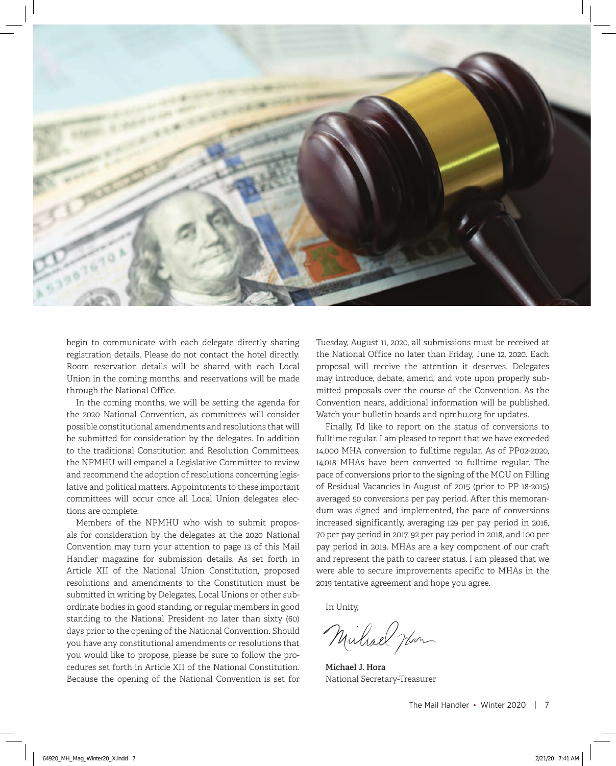begin to communicate with each delegate directly sharing registration details. Please do not contact the hotel directly. Room reservation details will be shared with each Local Union in the coming months, and reservations will be made through the National Office.

In the coming months, we will be setting the agenda for the 2020 National Convention, as committees will consider possible constitutional amendments and resolutions that will be submitted for consideration by the delegates. In addition to the traditional Constitution and Resolution Committees, the NPMHU will empanel a Legislative Committee to review and recommend the adoption of resolutions concerning legislative and political matters. Appointments to these important committees will occur once all Local Union delegates elections are complete.

Members of the NPMHU who wish to submit proposals for consideration by the delegates at the 2020 National Convention may turn your attention to page 13 of this Mail Handler magazine for submission details. As set forth in Article XII of the National Union Constitution, proposed resolutions and amendments to the Constitution must be submitted in writing by Delegates, Local Unions or other subordinate bodies in good standing, or regular members in good standing to the National President no later than sixty (60) days prior to the opening of the National Convention. Should you have any constitutional amendments or resolutions that you would like to propose, please be sure to follow the procedures set forth in Article XII of the National Constitution. Because the opening of the National Convention is set for Tuesday, August 11, 2020, all submissions must be received at the National Office no later than Friday, June 12, 2020. Each proposal will receive the attention it deserves. Delegates may introduce, debate, amend, and vote upon properly submitted proposals over the course of the Convention. As the Convention nears, additional information will be published. Watch your bulletin boards and npmhu.org for updates.

Finally, I'd like to report on the status of conversions to fulltime regular. I am pleased to report that we have exceeded 14,000 MHA conversion to fulltime regular. As of PP02-2020, 14,018 MHAs have been converted to fulltime regular. The pace of conversions prior to the signing of the MOU on Filling of Residual Vacancies in August of 2015 (prior to PP 18-2015) averaged 50 conversions per pay period. After this memorandum was signed and implemented, the pace of conversions increased significantly, averaging 129 per pay period in 2016, 70 per pay period in 2017, 92 per pay period in 2018, and 100 per pay period in 2019. MHAs are a key component of our craft and represent the path to career status. I am pleased that we were able to secure improvements specific to MHAs in the 2019 tentative agreement and hope you agree.

In Unity,

**Michael J. Hora**
National Secretary-Treasurer